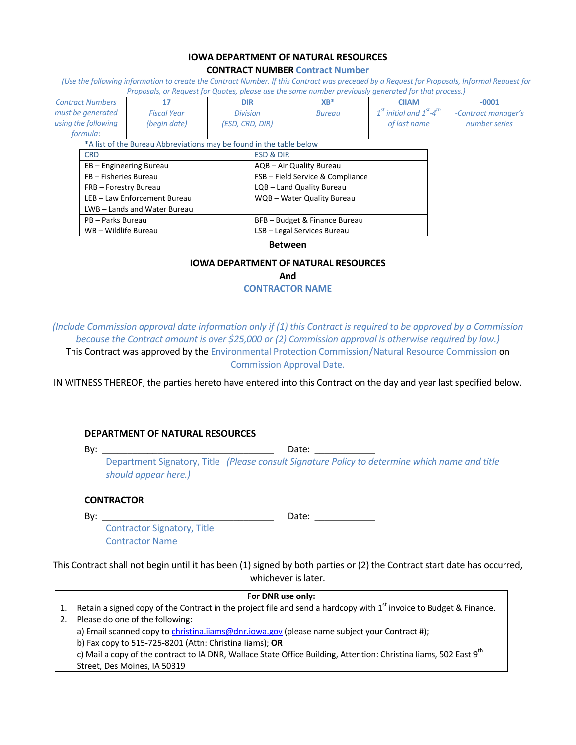**IOWA DEPARTMENT OF NATURAL RESOURCES**

**CONTRACT NUMBER** **Contract Number**

*(Use the following information to create the Contract Number. If this Contract was preceded by a Request for Proposals, Informal Request for Proposals, or Request for Quotes, please use the same number previously generated for that process.)*

| *Contract Numbers must be generated using the following formula:* | **17** | **DIR** | **XB*** | **CIIAM** | **-0001** |
|---|---|---|---|---|---|
| | *Fiscal Year (begin date)* | *Division (ESD, CRD, DIR)* | *Bureau* | *1st initial and 1st-4th of last name* | *-Contract manager's number series* |

*A list of the Bureau Abbreviations may be found in the table below

| CRD | ESD & DIR |
|---|---|
| EB – Engineering Bureau | AQB – Air Quality Bureau |
| FB – Fisheries Bureau | FSB – Field Service & Compliance |
| FRB – Forestry Bureau | LQB – Land Quality Bureau |
| LEB – Law Enforcement Bureau | WQB – Water Quality Bureau |
| LWB – Lands and Water Bureau | |
| PB – Parks Bureau | BFB – Budget & Finance Bureau |
| WB – Wildlife Bureau | LSB – Legal Services Bureau |

**Between**

**IOWA DEPARTMENT OF NATURAL RESOURCES**

**And**

**CONTRACTOR NAME**

*(Include Commission approval date information only if (1) this Contract is required to be approved by a Commission because the Contract amount is over $25,000 or (2) Commission approval is otherwise required by law.)*

This Contract was approved by the Environmental Protection Commission/Natural Resource Commission on Commission Approval Date.

IN WITNESS THEREOF, the parties hereto have entered into this Contract on the day and year last specified below.

**DEPARTMENT OF NATURAL RESOURCES**

By: ___________________________________ Date: ____________

Department Signatory, Title *(Please consult Signature Policy to determine which name and title should appear here.)*

**CONTRACTOR**

By: ___________________________________ Date: ____________

Contractor Signatory, Title

Contractor Name

This Contract shall not begin until it has been (1) signed by both parties or (2) the Contract start date has occurred, whichever is later.

| **For DNR use only:** |
|---|
| 1. Retain a signed copy of the Contract in the project file and send a hardcopy with 1st invoice to Budget & Finance. |
| 2. Please do one of the following: |
| a) Email scanned copy to christina.iiams@dnr.iowa.gov (please name subject your Contract #); |
| b) Fax copy to 515-725-8201 (Attn: Christina Iiams); **OR** |
| c) Mail a copy of the contract to IA DNR, Wallace State Office Building, Attention: Christina Iiams, 502 East 9th Street, Des Moines, IA 50319 |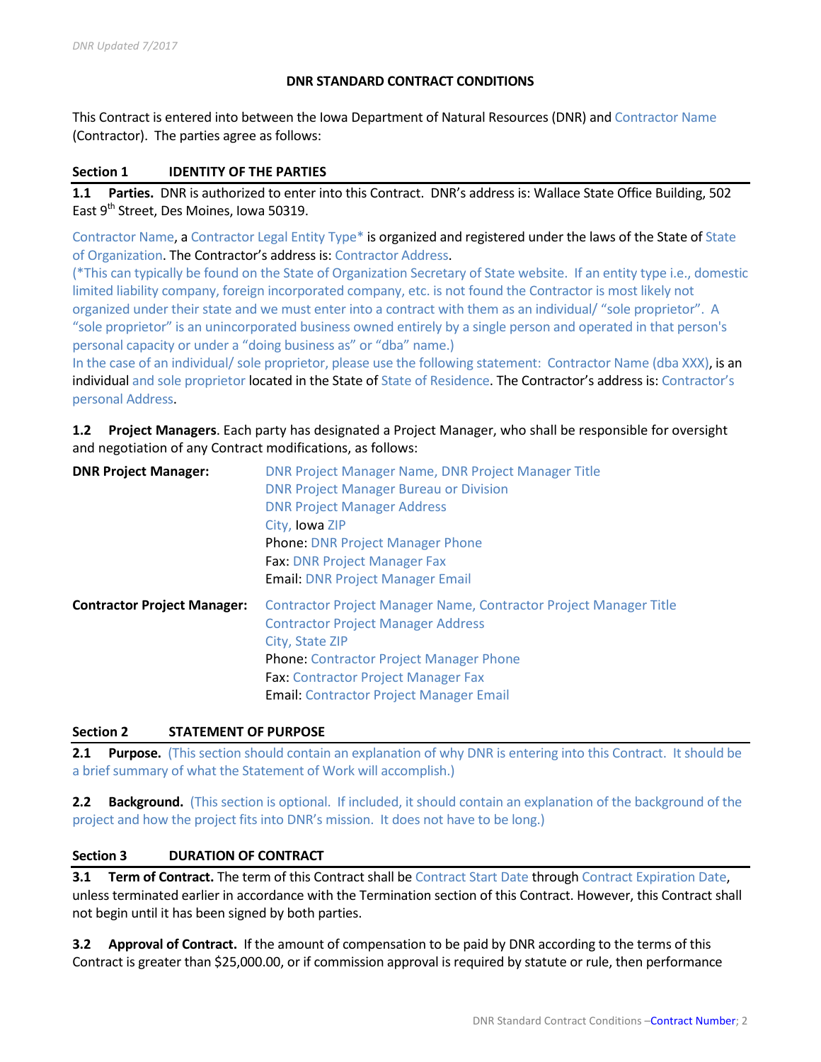*DNR Updated 7/2017*

**DNR STANDARD CONTRACT CONDITIONS**

This Contract is entered into between the Iowa Department of Natural Resources (DNR) and Contractor Name (Contractor). The parties agree as follows:

## Section 1 IDENTITY OF THE PARTIES

**1.1 Parties.** DNR is authorized to enter into this Contract. DNR's address is: Wallace State Office Building, 502 East 9th Street, Des Moines, Iowa 50319.

Contractor Name, a Contractor Legal Entity Type* is organized and registered under the laws of the State of State of Organization. The Contractor's address is: Contractor Address.
(*This can typically be found on the State of Organization Secretary of State website. If an entity type i.e., domestic limited liability company, foreign incorporated company, etc. is not found the Contractor is most likely not organized under their state and we must enter into a contract with them as an individual/ "sole proprietor". A "sole proprietor" is an unincorporated business owned entirely by a single person and operated in that person's personal capacity or under a "doing business as" or "dba" name.)
In the case of an individual/ sole proprietor, please use the following statement: Contractor Name (dba XXX), is an individual and sole proprietor located in the State of State of Residence. The Contractor's address is: Contractor's personal Address.

**1.2 Project Managers**. Each party has designated a Project Manager, who shall be responsible for oversight and negotiation of any Contract modifications, as follows:

**DNR Project Manager:**
DNR Project Manager Name, DNR Project Manager Title
DNR Project Manager Bureau or Division
DNR Project Manager Address
City, Iowa ZIP
Phone: DNR Project Manager Phone
Fax: DNR Project Manager Fax
Email: DNR Project Manager Email

**Contractor Project Manager:**
Contractor Project Manager Name, Contractor Project Manager Title
Contractor Project Manager Address
City, State ZIP
Phone: Contractor Project Manager Phone
Fax: Contractor Project Manager Fax
Email: Contractor Project Manager Email

## Section 2 STATEMENT OF PURPOSE

**2.1 Purpose.** (This section should contain an explanation of why DNR is entering into this Contract. It should be a brief summary of what the Statement of Work will accomplish.)

**2.2 Background.** (This section is optional. If included, it should contain an explanation of the background of the project and how the project fits into DNR's mission. It does not have to be long.)

## Section 3 DURATION OF CONTRACT

**3.1 Term of Contract.** The term of this Contract shall be Contract Start Date through Contract Expiration Date, unless terminated earlier in accordance with the Termination section of this Contract. However, this Contract shall not begin until it has been signed by both parties.

**3.2 Approval of Contract.** If the amount of compensation to be paid by DNR according to the terms of this Contract is greater than $25,000.00, or if commission approval is required by statute or rule, then performance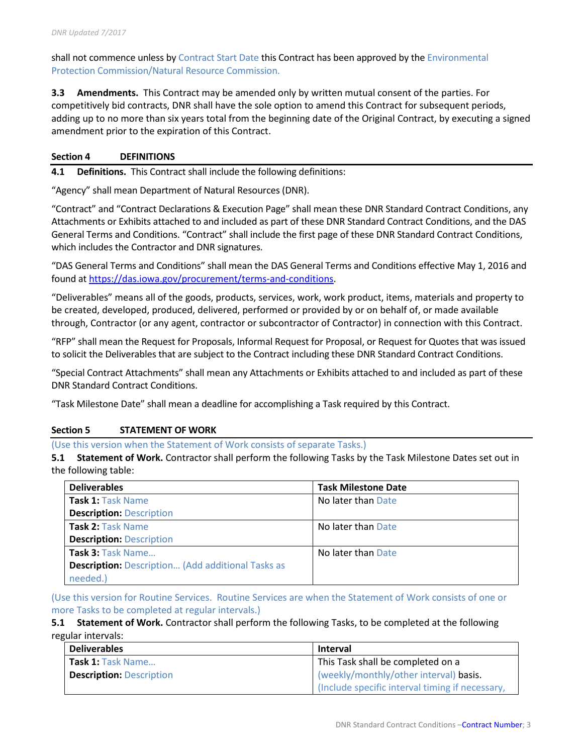shall not commence unless by Contract Start Date this Contract has been approved by the Environmental Protection Commission/Natural Resource Commission.

**3.3 Amendments.** This Contract may be amended only by written mutual consent of the parties. For competitively bid contracts, DNR shall have the sole option to amend this Contract for subsequent periods, adding up to no more than six years total from the beginning date of the Original Contract, by executing a signed amendment prior to the expiration of this Contract.

## Section 4 DEFINITIONS

**4.1 Definitions.** This Contract shall include the following definitions:

"Agency" shall mean Department of Natural Resources (DNR).

"Contract" and "Contract Declarations & Execution Page" shall mean these DNR Standard Contract Conditions, any Attachments or Exhibits attached to and included as part of these DNR Standard Contract Conditions, and the DAS General Terms and Conditions. "Contract" shall include the first page of these DNR Standard Contract Conditions, which includes the Contractor and DNR signatures.

"DAS General Terms and Conditions" shall mean the DAS General Terms and Conditions effective May 1, 2016 and found at https://das.iowa.gov/procurement/terms-and-conditions.

"Deliverables" means all of the goods, products, services, work, work product, items, materials and property to be created, developed, produced, delivered, performed or provided by or on behalf of, or made available through, Contractor (or any agent, contractor or subcontractor of Contractor) in connection with this Contract.

"RFP" shall mean the Request for Proposals, Informal Request for Proposal, or Request for Quotes that was issued to solicit the Deliverables that are subject to the Contract including these DNR Standard Contract Conditions.

"Special Contract Attachments" shall mean any Attachments or Exhibits attached to and included as part of these DNR Standard Contract Conditions.

"Task Milestone Date" shall mean a deadline for accomplishing a Task required by this Contract.

## Section 5 STATEMENT OF WORK

(Use this version when the Statement of Work consists of separate Tasks.)

**5.1 Statement of Work.** Contractor shall perform the following Tasks by the Task Milestone Dates set out in the following table:

| **Deliverables** | **Task Milestone Date** |
|---|---|
| **Task 1:** Task Name<br>**Description:** Description | No later than Date |
| **Task 2:** Task Name<br>**Description:** Description | No later than Date |
| **Task 3:** Task Name…<br>**Description:** Description… (Add additional Tasks as needed.) | No later than Date |

(Use this version for Routine Services. Routine Services are when the Statement of Work consists of one or more Tasks to be completed at regular intervals.)

**5.1 Statement of Work.** Contractor shall perform the following Tasks, to be completed at the following regular intervals:

| **Deliverables** | **Interval** |
|---|---|
| **Task 1:** Task Name…<br>**Description:** Description | This Task shall be completed on a (weekly/monthly/other interval) basis. (Include specific interval timing if necessary, |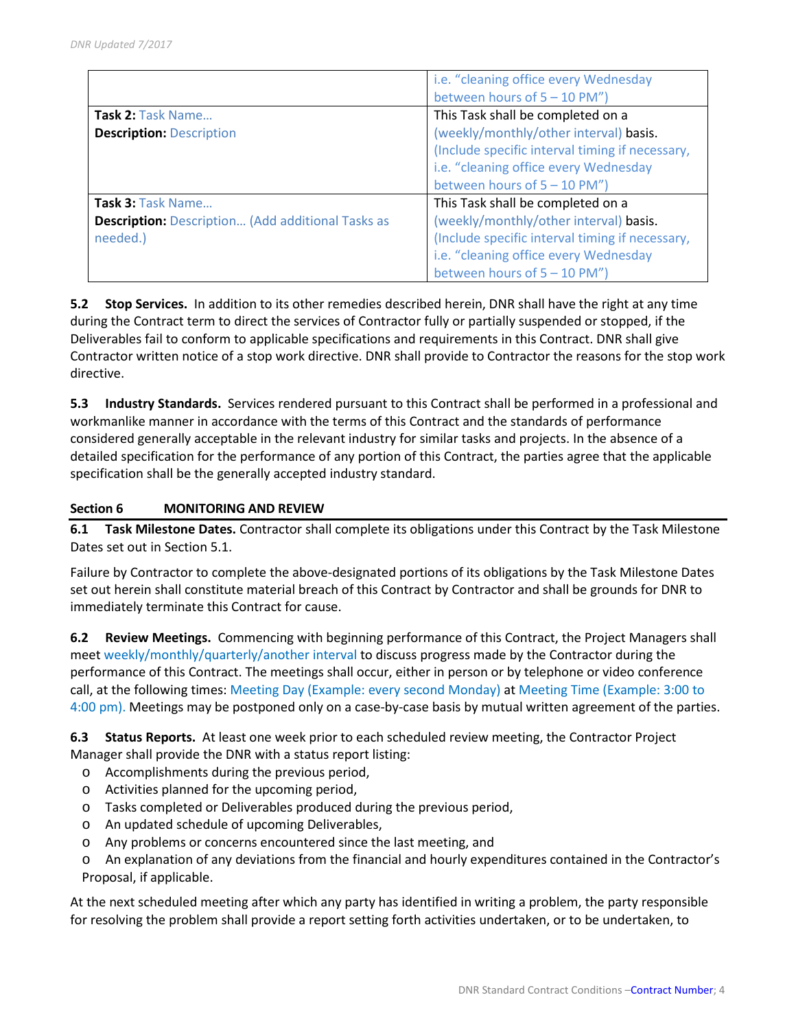| | |
|---|---|
| | i.e. "cleaning office every Wednesday between hours of 5 – 10 PM") |
| **Task 2:** Task Name… **Description:** Description | This Task shall be completed on a (weekly/monthly/other interval) basis. (Include specific interval timing if necessary, i.e. "cleaning office every Wednesday between hours of 5 – 10 PM") |
| **Task 3:** Task Name… **Description:** Description… (Add additional Tasks as needed.) | This Task shall be completed on a (weekly/monthly/other interval) basis. (Include specific interval timing if necessary, i.e. "cleaning office every Wednesday between hours of 5 – 10 PM") |

**5.2 Stop Services.** In addition to its other remedies described herein, DNR shall have the right at any time during the Contract term to direct the services of Contractor fully or partially suspended or stopped, if the Deliverables fail to conform to applicable specifications and requirements in this Contract. DNR shall give Contractor written notice of a stop work directive. DNR shall provide to Contractor the reasons for the stop work directive.

**5.3 Industry Standards.** Services rendered pursuant to this Contract shall be performed in a professional and workmanlike manner in accordance with the terms of this Contract and the standards of performance considered generally acceptable in the relevant industry for similar tasks and projects. In the absence of a detailed specification for the performance of any portion of this Contract, the parties agree that the applicable specification shall be the generally accepted industry standard.

## Section 6 MONITORING AND REVIEW

**6.1 Task Milestone Dates.** Contractor shall complete its obligations under this Contract by the Task Milestone Dates set out in Section 5.1.

Failure by Contractor to complete the above-designated portions of its obligations by the Task Milestone Dates set out herein shall constitute material breach of this Contract by Contractor and shall be grounds for DNR to immediately terminate this Contract for cause.

**6.2 Review Meetings.** Commencing with beginning performance of this Contract, the Project Managers shall meet weekly/monthly/quarterly/another interval to discuss progress made by the Contractor during the performance of this Contract. The meetings shall occur, either in person or by telephone or video conference call, at the following times: Meeting Day (Example: every second Monday) at Meeting Time (Example: 3:00 to 4:00 pm). Meetings may be postponed only on a case-by-case basis by mutual written agreement of the parties.

**6.3 Status Reports.** At least one week prior to each scheduled review meeting, the Contractor Project Manager shall provide the DNR with a status report listing:

- Accomplishments during the previous period,
- Activities planned for the upcoming period,
- Tasks completed or Deliverables produced during the previous period,
- An updated schedule of upcoming Deliverables,
- Any problems or concerns encountered since the last meeting, and
- An explanation of any deviations from the financial and hourly expenditures contained in the Contractor's Proposal, if applicable.

At the next scheduled meeting after which any party has identified in writing a problem, the party responsible for resolving the problem shall provide a report setting forth activities undertaken, or to be undertaken, to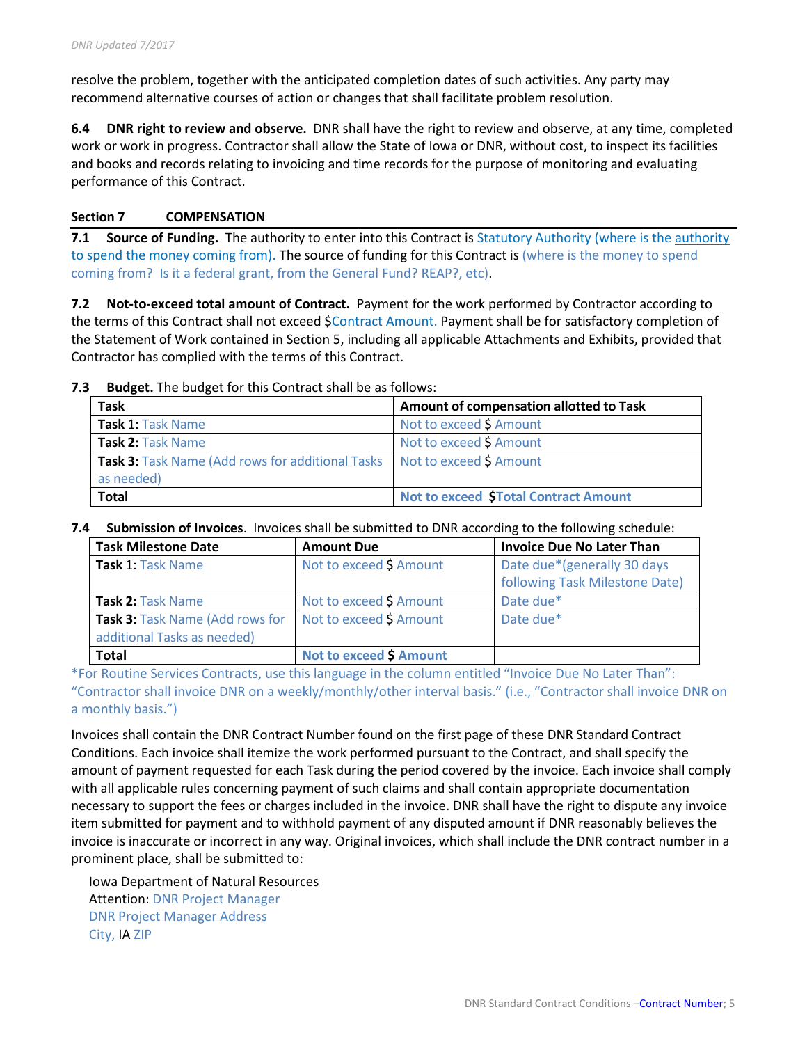resolve the problem, together with the anticipated completion dates of such activities. Any party may recommend alternative courses of action or changes that shall facilitate problem resolution.

**6.4 DNR right to review and observe.** DNR shall have the right to review and observe, at any time, completed work or work in progress. Contractor shall allow the State of Iowa or DNR, without cost, to inspect its facilities and books and records relating to invoicing and time records for the purpose of monitoring and evaluating performance of this Contract.

## Section 7 COMPENSATION

**7.1 Source of Funding.** The authority to enter into this Contract is Statutory Authority (where is the authority to spend the money coming from). The source of funding for this Contract is (where is the money to spend coming from? Is it a federal grant, from the General Fund? REAP?, etc).

**7.2 Not-to-exceed total amount of Contract.** Payment for the work performed by Contractor according to the terms of this Contract shall not exceed $Contract Amount. Payment shall be for satisfactory completion of the Statement of Work contained in Section 5, including all applicable Attachments and Exhibits, provided that Contractor has complied with the terms of this Contract.

**7.3 Budget.** The budget for this Contract shall be as follows:

| Task | Amount of compensation allotted to Task |
|---|---|
| **Task** 1: Task Name | Not to exceed $ Amount |
| **Task 2:** Task Name | Not to exceed $ Amount |
| **Task 3:** Task Name (Add rows for additional Tasks as needed) | Not to exceed $ Amount |
| **Total** | **Not to exceed $Total Contract Amount** |

**7.4 Submission of Invoices**. Invoices shall be submitted to DNR according to the following schedule:

| Task Milestone Date | Amount Due | Invoice Due No Later Than |
|---|---|---|
| **Task** 1: Task Name | Not to exceed $ Amount | Date due*(generally 30 days following Task Milestone Date) |
| **Task 2:** Task Name | Not to exceed $ Amount | Date due* |
| **Task 3:** Task Name (Add rows for additional Tasks as needed) | Not to exceed $ Amount | Date due* |
| **Total** | **Not to exceed $ Amount** | |

*For Routine Services Contracts, use this language in the column entitled "Invoice Due No Later Than": "Contractor shall invoice DNR on a weekly/monthly/other interval basis." (i.e., "Contractor shall invoice DNR on a monthly basis.")

Invoices shall contain the DNR Contract Number found on the first page of these DNR Standard Contract Conditions. Each invoice shall itemize the work performed pursuant to the Contract, and shall specify the amount of payment requested for each Task during the period covered by the invoice. Each invoice shall comply with all applicable rules concerning payment of such claims and shall contain appropriate documentation necessary to support the fees or charges included in the invoice. DNR shall have the right to dispute any invoice item submitted for payment and to withhold payment of any disputed amount if DNR reasonably believes the invoice is inaccurate or incorrect in any way. Original invoices, which shall include the DNR contract number in a prominent place, shall be submitted to:

Iowa Department of Natural Resources
Attention: DNR Project Manager
DNR Project Manager Address
City, IA ZIP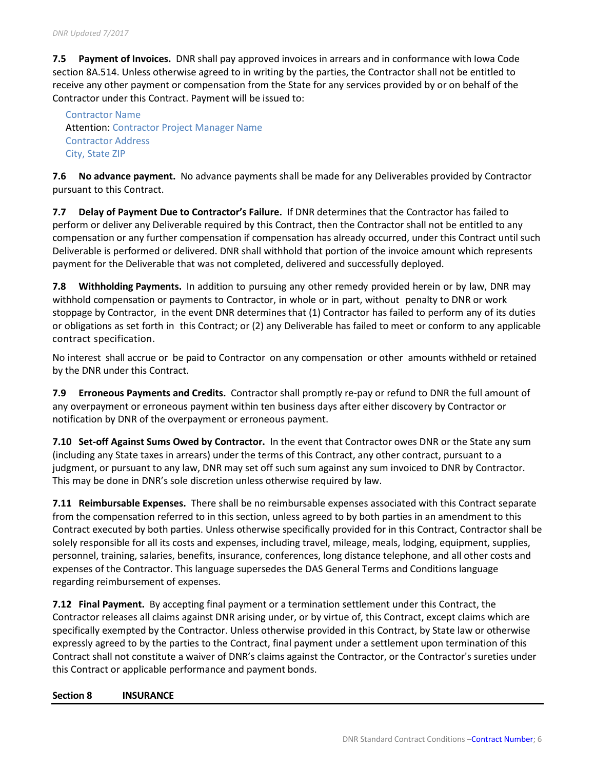**7.5 Payment of Invoices.** DNR shall pay approved invoices in arrears and in conformance with Iowa Code section 8A.514. Unless otherwise agreed to in writing by the parties, the Contractor shall not be entitled to receive any other payment or compensation from the State for any services provided by or on behalf of the Contractor under this Contract. Payment will be issued to:

Contractor Name
Attention: Contractor Project Manager Name
Contractor Address
City, State ZIP

**7.6 No advance payment.** No advance payments shall be made for any Deliverables provided by Contractor pursuant to this Contract.

**7.7 Delay of Payment Due to Contractor's Failure.** If DNR determines that the Contractor has failed to perform or deliver any Deliverable required by this Contract, then the Contractor shall not be entitled to any compensation or any further compensation if compensation has already occurred, under this Contract until such Deliverable is performed or delivered. DNR shall withhold that portion of the invoice amount which represents payment for the Deliverable that was not completed, delivered and successfully deployed.

**7.8 Withholding Payments.** In addition to pursuing any other remedy provided herein or by law, DNR may withhold compensation or payments to Contractor, in whole or in part, without penalty to DNR or work stoppage by Contractor, in the event DNR determines that (1) Contractor has failed to perform any of its duties or obligations as set forth in this Contract; or (2) any Deliverable has failed to meet or conform to any applicable contract specification.

No interest shall accrue or be paid to Contractor on any compensation or other amounts withheld or retained by the DNR under this Contract.

**7.9 Erroneous Payments and Credits.** Contractor shall promptly re-pay or refund to DNR the full amount of any overpayment or erroneous payment within ten business days after either discovery by Contractor or notification by DNR of the overpayment or erroneous payment.

**7.10 Set-off Against Sums Owed by Contractor.** In the event that Contractor owes DNR or the State any sum (including any State taxes in arrears) under the terms of this Contract, any other contract, pursuant to a judgment, or pursuant to any law, DNR may set off such sum against any sum invoiced to DNR by Contractor. This may be done in DNR's sole discretion unless otherwise required by law.

**7.11 Reimbursable Expenses.** There shall be no reimbursable expenses associated with this Contract separate from the compensation referred to in this section, unless agreed to by both parties in an amendment to this Contract executed by both parties. Unless otherwise specifically provided for in this Contract, Contractor shall be solely responsible for all its costs and expenses, including travel, mileage, meals, lodging, equipment, supplies, personnel, training, salaries, benefits, insurance, conferences, long distance telephone, and all other costs and expenses of the Contractor. This language supersedes the DAS General Terms and Conditions language regarding reimbursement of expenses.

**7.12 Final Payment.** By accepting final payment or a termination settlement under this Contract, the Contractor releases all claims against DNR arising under, or by virtue of, this Contract, except claims which are specifically exempted by the Contractor. Unless otherwise provided in this Contract, by State law or otherwise expressly agreed to by the parties to the Contract, final payment under a settlement upon termination of this Contract shall not constitute a waiver of DNR's claims against the Contractor, or the Contractor's sureties under this Contract or applicable performance and payment bonds.

## Section 8 INSURANCE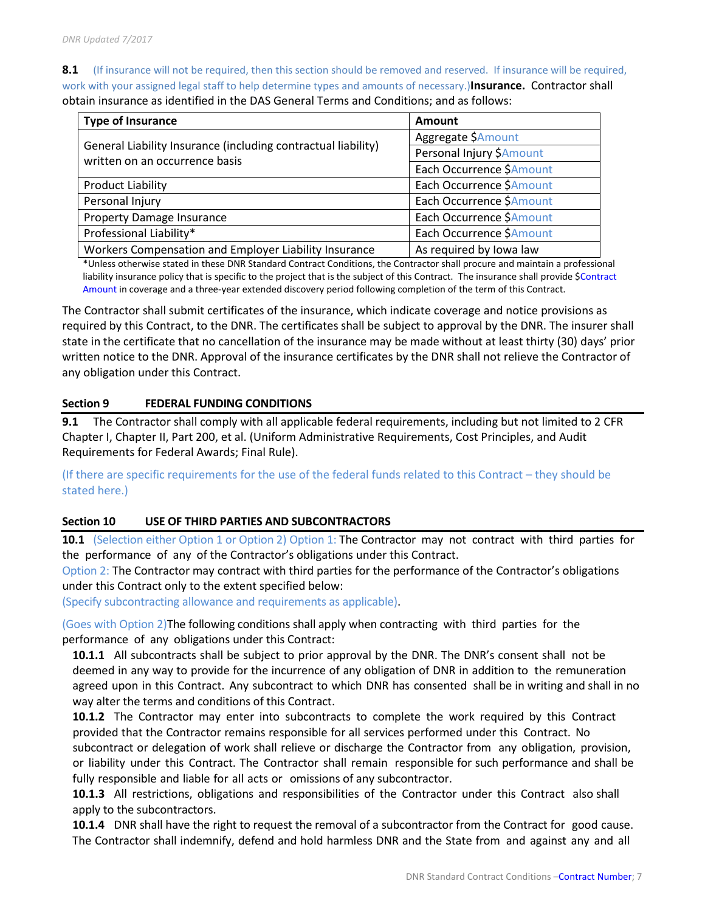**8.1** (If insurance will not be required, then this section should be removed and reserved. If insurance will be required, work with your assigned legal staff to help determine types and amounts of necessary.)**Insurance.** Contractor shall obtain insurance as identified in the DAS General Terms and Conditions; and as follows:

| Type of Insurance | Amount |
|---|---|
| General Liability Insurance (including contractual liability) written on an occurrence basis | Aggregate $Amount |
| | Personal Injury $Amount |
| | Each Occurrence $Amount |
| Product Liability | Each Occurrence $Amount |
| Personal Injury | Each Occurrence $Amount |
| Property Damage Insurance | Each Occurrence $Amount |
| Professional Liability* | Each Occurrence $Amount |
| Workers Compensation and Employer Liability Insurance | As required by Iowa law |

*Unless otherwise stated in these DNR Standard Contract Conditions, the Contractor shall procure and maintain a professional liability insurance policy that is specific to the project that is the subject of this Contract. The insurance shall provide $Contract Amount in coverage and a three-year extended discovery period following completion of the term of this Contract.

The Contractor shall submit certificates of the insurance, which indicate coverage and notice provisions as required by this Contract, to the DNR. The certificates shall be subject to approval by the DNR. The insurer shall state in the certificate that no cancellation of the insurance may be made without at least thirty (30) days' prior written notice to the DNR. Approval of the insurance certificates by the DNR shall not relieve the Contractor of any obligation under this Contract.

## Section 9 FEDERAL FUNDING CONDITIONS

**9.1** The Contractor shall comply with all applicable federal requirements, including but not limited to 2 CFR Chapter I, Chapter II, Part 200, et al. (Uniform Administrative Requirements, Cost Principles, and Audit Requirements for Federal Awards; Final Rule).

(If there are specific requirements for the use of the federal funds related to this Contract – they should be stated here.)

## Section 10 USE OF THIRD PARTIES AND SUBCONTRACTORS

**10.1** (Selection either Option 1 or Option 2) Option 1: The Contractor may not contract with third parties for the performance of any of the Contractor's obligations under this Contract.
Option 2: The Contractor may contract with third parties for the performance of the Contractor's obligations under this Contract only to the extent specified below:
(Specify subcontracting allowance and requirements as applicable).

(Goes with Option 2)The following conditions shall apply when contracting with third parties for the performance of any obligations under this Contract:

**10.1.1** All subcontracts shall be subject to prior approval by the DNR. The DNR's consent shall not be deemed in any way to provide for the incurrence of any obligation of DNR in addition to the remuneration agreed upon in this Contract. Any subcontract to which DNR has consented shall be in writing and shall in no way alter the terms and conditions of this Contract.

**10.1.2** The Contractor may enter into subcontracts to complete the work required by this Contract provided that the Contractor remains responsible for all services performed under this Contract. No subcontract or delegation of work shall relieve or discharge the Contractor from any obligation, provision, or liability under this Contract. The Contractor shall remain responsible for such performance and shall be fully responsible and liable for all acts or omissions of any subcontractor.

**10.1.3** All restrictions, obligations and responsibilities of the Contractor under this Contract also shall apply to the subcontractors.

**10.1.4** DNR shall have the right to request the removal of a subcontractor from the Contract for good cause. The Contractor shall indemnify, defend and hold harmless DNR and the State from and against any and all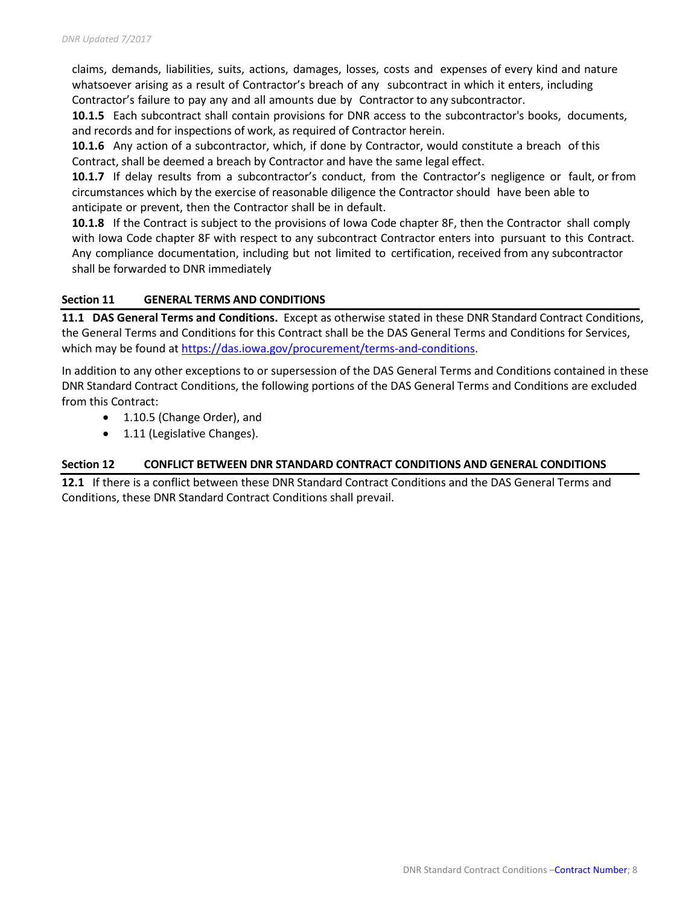claims, demands, liabilities, suits, actions, damages, losses, costs and expenses of every kind and nature whatsoever arising as a result of Contractor's breach of any subcontract in which it enters, including Contractor's failure to pay any and all amounts due by Contractor to any subcontractor.

**10.1.5** Each subcontract shall contain provisions for DNR access to the subcontractor's books, documents, and records and for inspections of work, as required of Contractor herein.

**10.1.6** Any action of a subcontractor, which, if done by Contractor, would constitute a breach of this Contract, shall be deemed a breach by Contractor and have the same legal effect.

**10.1.7** If delay results from a subcontractor's conduct, from the Contractor's negligence or fault, or from circumstances which by the exercise of reasonable diligence the Contractor should have been able to anticipate or prevent, then the Contractor shall be in default.

**10.1.8** If the Contract is subject to the provisions of Iowa Code chapter 8F, then the Contractor shall comply with Iowa Code chapter 8F with respect to any subcontract Contractor enters into pursuant to this Contract. Any compliance documentation, including but not limited to certification, received from any subcontractor shall be forwarded to DNR immediately

## Section 11 GENERAL TERMS AND CONDITIONS

**11.1 DAS General Terms and Conditions.** Except as otherwise stated in these DNR Standard Contract Conditions, the General Terms and Conditions for this Contract shall be the DAS General Terms and Conditions for Services, which may be found at https://das.iowa.gov/procurement/terms-and-conditions.

In addition to any other exceptions to or supersession of the DAS General Terms and Conditions contained in these DNR Standard Contract Conditions, the following portions of the DAS General Terms and Conditions are excluded from this Contract:

- 1.10.5 (Change Order), and
- 1.11 (Legislative Changes).

## Section 12 CONFLICT BETWEEN DNR STANDARD CONTRACT CONDITIONS AND GENERAL CONDITIONS

**12.1** If there is a conflict between these DNR Standard Contract Conditions and the DAS General Terms and Conditions, these DNR Standard Contract Conditions shall prevail.